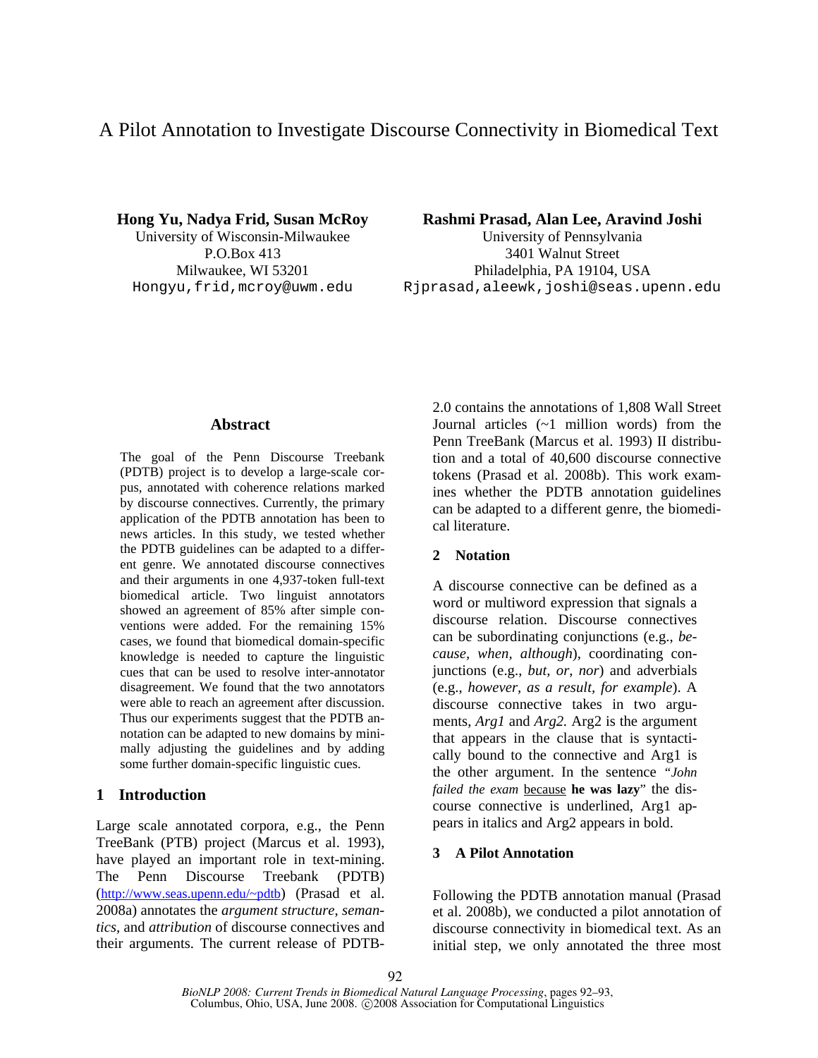# A Pilot Annotation to Investigate Discourse Connectivity in Biomedical Text

**Hong Yu, Nadya Frid, Susan McRoy**
University of Wisconsin-Milwaukee
P.O.Box 413
Milwaukee, WI 53201
Hongyu,frid,mcroy@uwm.edu

**Rashmi Prasad, Alan Lee, Aravind Joshi**
University of Pennsylvania
3401 Walnut Street
Philadelphia, PA 19104, USA
Rjprasad,aleewk,joshi@seas.upenn.edu

## Abstract

The goal of the Penn Discourse Treebank (PDTB) project is to develop a large-scale corpus, annotated with coherence relations marked by discourse connectives. Currently, the primary application of the PDTB annotation has been to news articles. In this study, we tested whether the PDTB guidelines can be adapted to a different genre. We annotated discourse connectives and their arguments in one 4,937-token full-text biomedical article. Two linguist annotators showed an agreement of 85% after simple conventions were added. For the remaining 15% cases, we found that biomedical domain-specific knowledge is needed to capture the linguistic cues that can be used to resolve inter-annotator disagreement. We found that the two annotators were able to reach an agreement after discussion. Thus our experiments suggest that the PDTB annotation can be adapted to new domains by minimally adjusting the guidelines and by adding some further domain-specific linguistic cues.

## 1 Introduction

Large scale annotated corpora, e.g., the Penn TreeBank (PTB) project (Marcus et al. 1993), have played an important role in text-mining. The Penn Discourse Treebank (PDTB) (http://www.seas.upenn.edu/~pdtb) (Prasad et al. 2008a) annotates the *argument structure*, *semantics*, and *attribution* of discourse connectives and their arguments. The current release of PDTB-2.0 contains the annotations of 1,808 Wall Street Journal articles (~1 million words) from the Penn TreeBank (Marcus et al. 1993) II distribution and a total of 40,600 discourse connective tokens (Prasad et al. 2008b). This work examines whether the PDTB annotation guidelines can be adapted to a different genre, the biomedical literature.

## 2 Notation

A discourse connective can be defined as a word or multiword expression that signals a discourse relation. Discourse connectives can be subordinating conjunctions (e.g., *because*, *when*, *although*), coordinating conjunctions (e.g., *but*, *or*, *nor*) and adverbials (e.g., *however*, *as a result*, *for example*). A discourse connective takes in two arguments, *Arg1* and *Arg2.* Arg2 is the argument that appears in the clause that is syntactically bound to the connective and Arg1 is the other argument. In the sentence "*John failed the exam* <u>because</u> **he was lazy**" the discourse connective is underlined, Arg1 appears in italics and Arg2 appears in bold.

## 3 A Pilot Annotation

Following the PDTB annotation manual (Prasad et al. 2008b), we conducted a pilot annotation of discourse connectivity in biomedical text. As an initial step, we only annotated the three most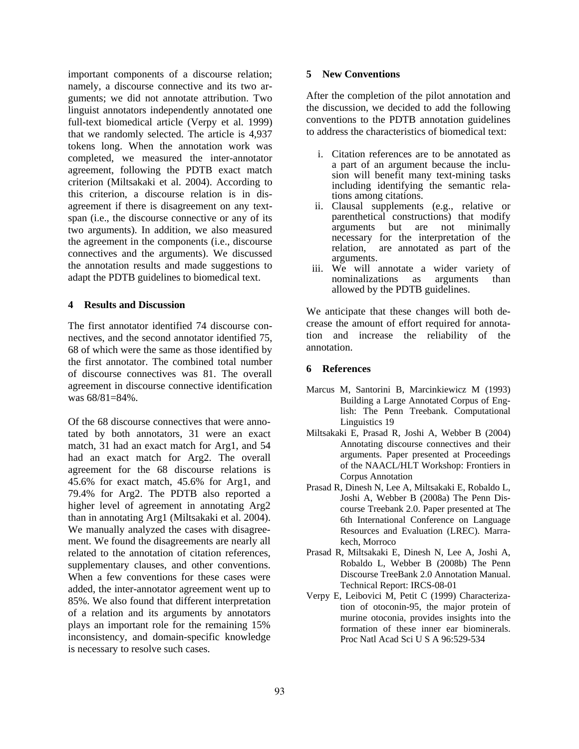important components of a discourse relation; namely, a discourse connective and its two arguments; we did not annotate attribution. Two linguist annotators independently annotated one full-text biomedical article (Verpy et al. 1999) that we randomly selected. The article is 4,937 tokens long. When the annotation work was completed, we measured the inter-annotator agreement, following the PDTB exact match criterion (Miltsakaki et al. 2004). According to this criterion, a discourse relation is in disagreement if there is disagreement on any text-span (i.e., the discourse connective or any of its two arguments). In addition, we also measured the agreement in the components (i.e., discourse connectives and the arguments). We discussed the annotation results and made suggestions to adapt the PDTB guidelines to biomedical text.

## 4 Results and Discussion

The first annotator identified 74 discourse connectives, and the second annotator identified 75, 68 of which were the same as those identified by the first annotator. The combined total number of discourse connectives was 81. The overall agreement in discourse connective identification was 68/81=84%.

Of the 68 discourse connectives that were annotated by both annotators, 31 were an exact match, 31 had an exact match for Arg1, and 54 had an exact match for Arg2. The overall agreement for the 68 discourse relations is 45.6% for exact match, 45.6% for Arg1, and 79.4% for Arg2. The PDTB also reported a higher level of agreement in annotating Arg2 than in annotating Arg1 (Miltsakaki et al. 2004). We manually analyzed the cases with disagreement. We found the disagreements are nearly all related to the annotation of citation references, supplementary clauses, and other conventions. When a few conventions for these cases were added, the inter-annotator agreement went up to 85%. We also found that different interpretation of a relation and its arguments by annotators plays an important role for the remaining 15% inconsistency, and domain-specific knowledge is necessary to resolve such cases.

## 5 New Conventions

After the completion of the pilot annotation and the discussion, we decided to add the following conventions to the PDTB annotation guidelines to address the characteristics of biomedical text:

i. Citation references are to be annotated as a part of an argument because the inclusion will benefit many text-mining tasks including identifying the semantic relations among citations.
ii. Clausal supplements (e.g., relative or parenthetical constructions) that modify arguments but are not minimally necessary for the interpretation of the relation, are annotated as part of the arguments.
iii. We will annotate a wider variety of nominalizations as arguments than allowed by the PDTB guidelines.

We anticipate that these changes will both decrease the amount of effort required for annotation and increase the reliability of the annotation.

## 6 References

Marcus M, Santorini B, Marcinkiewicz M (1993) Building a Large Annotated Corpus of English: The Penn Treebank. Computational Linguistics 19

Miltsakaki E, Prasad R, Joshi A, Webber B (2004) Annotating discourse connectives and their arguments. Paper presented at Proceedings of the NAACL/HLT Workshop: Frontiers in Corpus Annotation

Prasad R, Dinesh N, Lee A, Miltsakaki E, Robaldo L, Joshi A, Webber B (2008a) The Penn Discourse Treebank 2.0. Paper presented at The 6th International Conference on Language Resources and Evaluation (LREC). Marrakech, Morroco

Prasad R, Miltsakaki E, Dinesh N, Lee A, Joshi A, Robaldo L, Webber B (2008b) The Penn Discourse TreeBank 2.0 Annotation Manual. Technical Report: IRCS-08-01

Verpy E, Leibovici M, Petit C (1999) Characterization of otoconin-95, the major protein of murine otoconia, provides insights into the formation of these inner ear biominerals. Proc Natl Acad Sci U S A 96:529-534